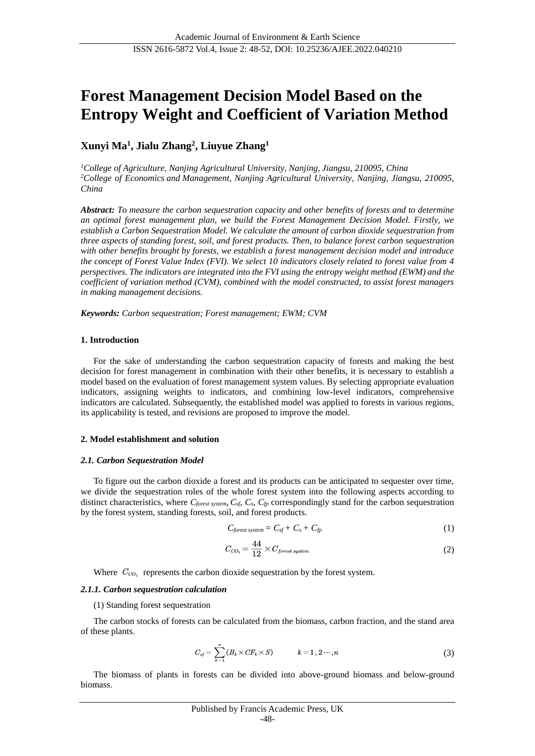# Forest Management Decision Model Based on the Entropy Weight and Coefficient of Variation Method

**Xunyi Ma[1], Jialu Zhang[2], Liuyue Zhang[1]**

*[1]College of Agriculture, Nanjing Agricultural University, Nanjing, Jiangsu, 210095, China*
*[2]College of Economics and Management, Nanjing Agricultural University, Nanjing, Jiangsu, 210095, China*

***Abstract:*** *To measure the carbon sequestration capacity and other benefits of forests and to determine an optimal forest management plan, we build the Forest Management Decision Model. Firstly, we establish a Carbon Sequestration Model. We calculate the amount of carbon dioxide sequestration from three aspects of standing forest, soil, and forest products. Then, to balance forest carbon sequestration with other benefits brought by forests, we establish a forest management decision model and introduce the concept of Forest Value Index (FVI). We select 10 indicators closely related to forest value from 4 perspectives. The indicators are integrated into the FVI using the entropy weight method (EWM) and the coefficient of variation method (CVM), combined with the model constructed, to assist forest managers in making management decisions.*

***Keywords:*** *Carbon sequestration; Forest management; EWM; CVM*

## 1. Introduction

For the sake of understanding the carbon sequestration capacity of forests and making the best decision for forest management in combination with their other benefits, it is necessary to establish a model based on the evaluation of forest management system values. By selecting appropriate evaluation indicators, assigning weights to indicators, and combining low-level indicators, comprehensive indicators are calculated. Subsequently, the established model was applied to forests in various regions, its applicability is tested, and revisions are proposed to improve the model.

## 2. Model establishment and solution

### *2.1. Carbon Sequestration Model*

To figure out the carbon dioxide a forest and its products can be anticipated to sequester over time, we divide the sequestration roles of the whole forest system into the following aspects according to distinct characteristics, where $C_{forest\ system}$, $C_{sf}$, $C_s$, $C_{fp}$ correspondingly stand for the carbon sequestration by the forest system, standing forests, soil, and forest products.

$$C_{forest\ system} = C_{sf} + C_s + C_{fp} \tag{1}$$

$$C_{CO_2} = \frac{44}{12} \times C_{forest\ system} \tag{2}$$

Where $C_{CO_2}$ represents the carbon dioxide sequestration by the forest system.

#### *2.1.1. Carbon sequestration calculation*

(1) Standing forest sequestration

The carbon stocks of forests can be calculated from the biomass, carbon fraction, and the stand area of these plants.

$$C_{sf} = \sum_{k=1}^{n} (B_k \times CF_k \times S) \qquad k = 1, 2 \cdots, n \tag{3}$$

The biomass of plants in forests can be divided into above-ground biomass and below-ground biomass.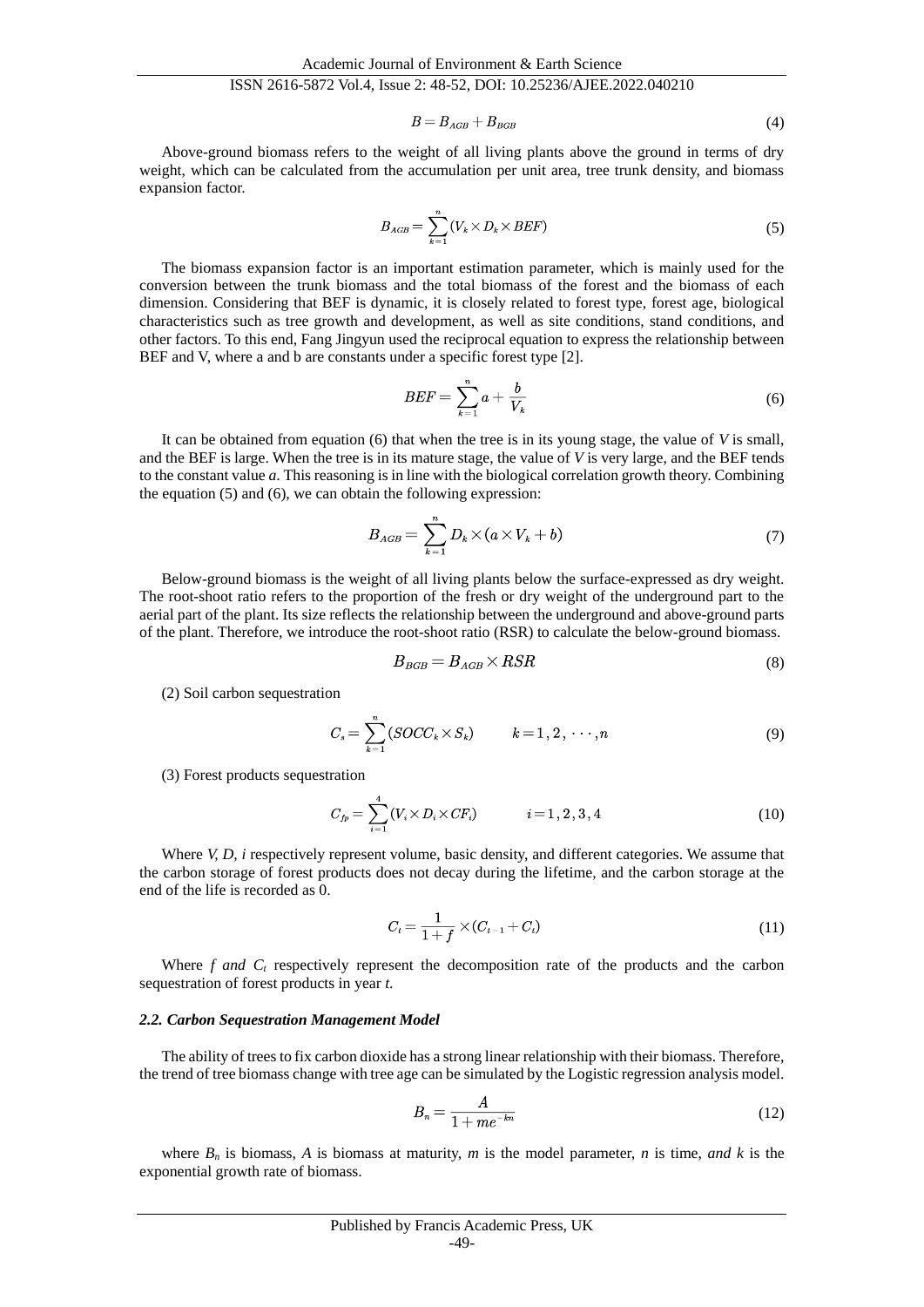$$B = B_{AGB} + B_{BGB} \tag{4}$$

Above-ground biomass refers to the weight of all living plants above the ground in terms of dry weight, which can be calculated from the accumulation per unit area, tree trunk density, and biomass expansion factor.

$$B_{AGB} = \sum_{k=1}^{n} (V_k \times D_k \times BEF) \tag{5}$$

The biomass expansion factor is an important estimation parameter, which is mainly used for the conversion between the trunk biomass and the total biomass of the forest and the biomass of each dimension. Considering that BEF is dynamic, it is closely related to forest type, forest age, biological characteristics such as tree growth and development, as well as site conditions, stand conditions, and other factors. To this end, Fang Jingyun used the reciprocal equation to express the relationship between BEF and V, where a and b are constants under a specific forest type [2].

$$BEF = \sum_{k=1}^{n} a + \frac{b}{V_k} \tag{6}$$

It can be obtained from equation (6) that when the tree is in its young stage, the value of *V* is small, and the BEF is large. When the tree is in its mature stage, the value of *V* is very large, and the BEF tends to the constant value *a*. This reasoning is in line with the biological correlation growth theory. Combining the equation (5) and (6), we can obtain the following expression:

$$B_{AGB} = \sum_{k=1}^{n} D_k \times (a \times V_k + b) \tag{7}$$

Below-ground biomass is the weight of all living plants below the surface-expressed as dry weight. The root-shoot ratio refers to the proportion of the fresh or dry weight of the underground part to the aerial part of the plant. Its size reflects the relationship between the underground and above-ground parts of the plant. Therefore, we introduce the root-shoot ratio (RSR) to calculate the below-ground biomass.

$$B_{BGB} = B_{AGB} \times RSR \tag{8}$$

(2) Soil carbon sequestration

$$C_s = \sum_{k=1}^{n} (SOCC_k \times S_k) \qquad k = 1, 2, \cdots, n \tag{9}$$

(3) Forest products sequestration

$$C_{fp} = \sum_{i=1}^{4} (V_i \times D_i \times CF_i) \qquad i = 1, 2, 3, 4 \tag{10}$$

Where *V, D, i* respectively represent volume, basic density, and different categories. We assume that the carbon storage of forest products does not decay during the lifetime, and the carbon storage at the end of the life is recorded as 0.

$$C_t = \frac{1}{1+f} \times (C_{t-1} + C_t) \tag{11}$$

Where $f$ and $C_t$ respectively represent the decomposition rate of the products and the carbon sequestration of forest products in year *t*.

### *2.2. Carbon Sequestration Management Model*

The ability of trees to fix carbon dioxide has a strong linear relationship with their biomass. Therefore, the trend of tree biomass change with tree age can be simulated by the Logistic regression analysis model.

$$B_n = \frac{A}{1 + me^{-kn}} \tag{12}$$

where $B_n$ is biomass, *A* is biomass at maturity, *m* is the model parameter, *n* is time, *and k* is the exponential growth rate of biomass.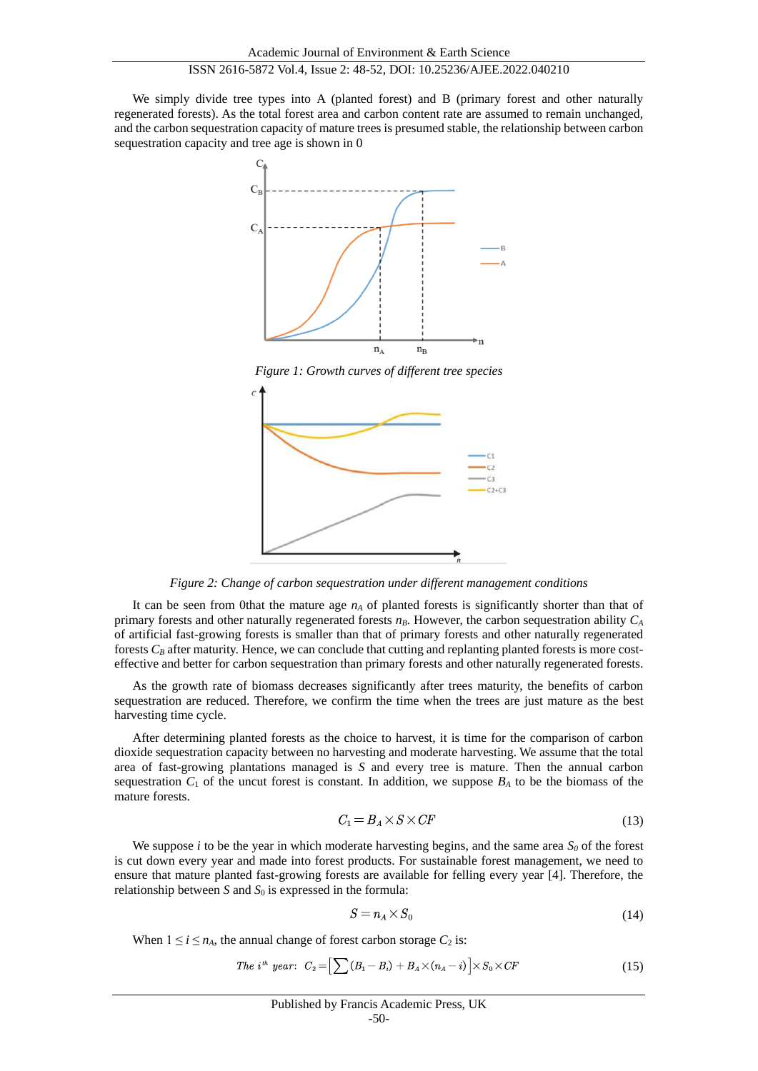We simply divide tree types into A (planted forest) and B (primary forest and other naturally regenerated forests). As the total forest area and carbon content rate are assumed to remain unchanged, and the carbon sequestration capacity of mature trees is presumed stable, the relationship between carbon sequestration capacity and tree age is shown in 0

C
$C_B$
$C_A$
B
A
$n_A$
$n_B$
n

*Figure 1: Growth curves of different tree species*

c
C1
C2
C3
C2+C3
n

*Figure 2: Change of carbon sequestration under different management conditions*

It can be seen from 0that the mature age $n_A$ of planted forests is significantly shorter than that of primary forests and other naturally regenerated forests $n_B$. However, the carbon sequestration ability $C_A$ of artificial fast-growing forests is smaller than that of primary forests and other naturally regenerated forests $C_B$ after maturity. Hence, we can conclude that cutting and replanting planted forests is more cost-effective and better for carbon sequestration than primary forests and other naturally regenerated forests.

As the growth rate of biomass decreases significantly after trees maturity, the benefits of carbon sequestration are reduced. Therefore, we confirm the time when the trees are just mature as the best harvesting time cycle.

After determining planted forests as the choice to harvest, it is time for the comparison of carbon dioxide sequestration capacity between no harvesting and moderate harvesting. We assume that the total area of fast-growing plantations managed is $S$ and every tree is mature. Then the annual carbon sequestration $C_1$ of the uncut forest is constant. In addition, we suppose $B_A$ to be the biomass of the mature forests.

$$C_1 = B_A \times S \times CF \tag{13}$$

We suppose $i$ to be the year in which moderate harvesting begins, and the same area $S_0$ of the forest is cut down every year and made into forest products. For sustainable forest management, we need to ensure that mature planted fast-growing forests are available for felling every year [4]. Therefore, the relationship between $S$ and $S_0$ is expressed in the formula:

$$S = n_A \times S_0 \tag{14}$$

When $1 \leq i \leq n_A$, the annual change of forest carbon storage $C_2$ is:

$$\textit{The } i^{th} \textit{ year:} \;\; C_2 = \left[\sum (B_1 - B_i) + B_A \times (n_A - i)\right] \times S_0 \times CF \tag{15}$$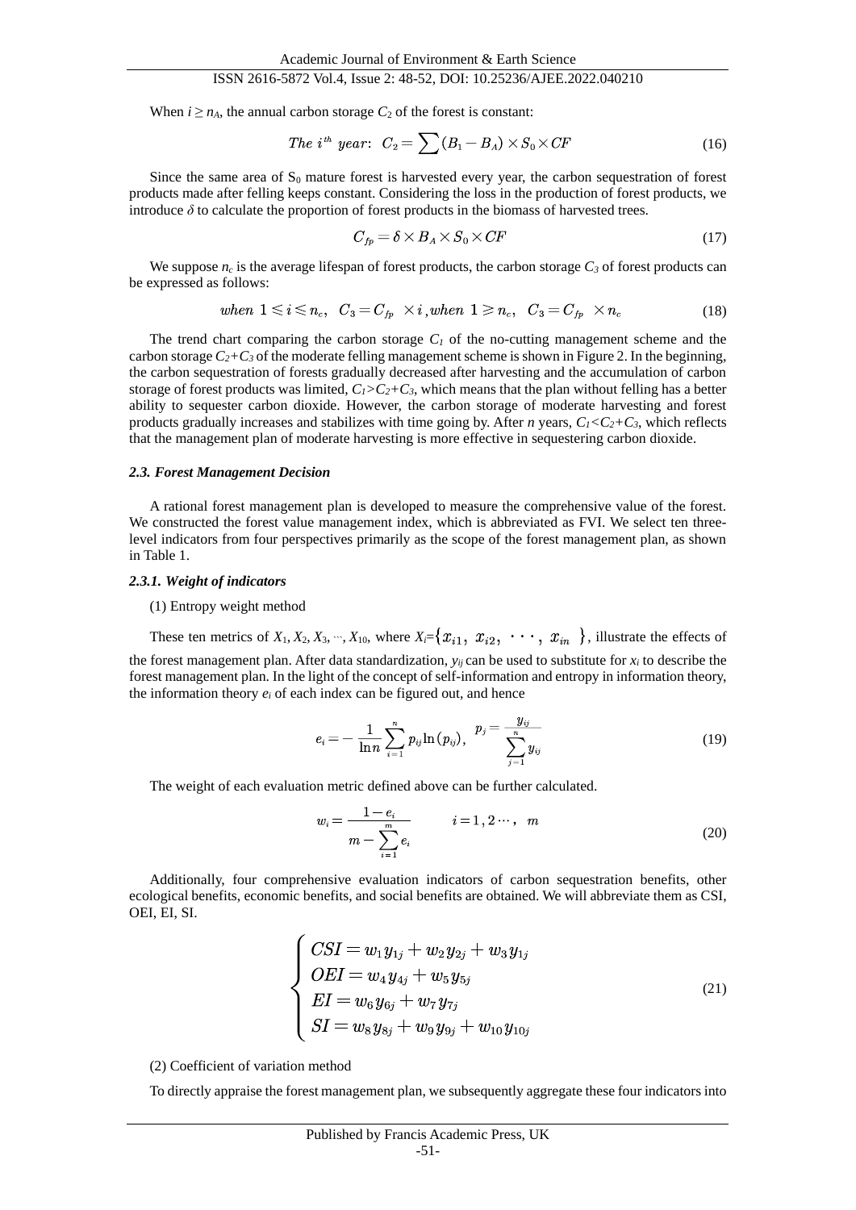When $i \geq n_A$, the annual carbon storage $C_2$ of the forest is constant:

$$The\ i^{th}\ year:\ \ C_2 = \sum (B_1 - B_A) \times S_0 \times CF \tag{16}$$

Since the same area of $S_0$ mature forest is harvested every year, the carbon sequestration of forest products made after felling keeps constant. Considering the loss in the production of forest products, we introduce $\delta$ to calculate the proportion of forest products in the biomass of harvested trees.

$$C_{fp} = \delta \times B_A \times S_0 \times CF \tag{17}$$

We suppose $n_c$ is the average lifespan of forest products, the carbon storage $C_3$ of forest products can be expressed as follows:

$$when\ 1 \leqslant i \leqslant n_c,\ \ C_3 = C_{fp}\ \times i, when\ 1 \geqslant n_c,\ \ C_3 = C_{fp}\ \times n_c \tag{18}$$

The trend chart comparing the carbon storage $C_1$ of the no-cutting management scheme and the carbon storage $C_2+C_3$ of the moderate felling management scheme is shown in Figure 2. In the beginning, the carbon sequestration of forests gradually decreased after harvesting and the accumulation of carbon storage of forest products was limited, $C_1>C_2+C_3$, which means that the plan without felling has a better ability to sequester carbon dioxide. However, the carbon storage of moderate harvesting and forest products gradually increases and stabilizes with time going by. After *n* years, $C_1<C_2+C_3$, which reflects that the management plan of moderate harvesting is more effective in sequestering carbon dioxide.

### *2.3. Forest Management Decision*

A rational forest management plan is developed to measure the comprehensive value of the forest. We constructed the forest value management index, which is abbreviated as FVI. We select ten three-level indicators from four perspectives primarily as the scope of the forest management plan, as shown in Table 1.

#### *2.3.1. Weight of indicators*

(1) Entropy weight method

These ten metrics of $X_1, X_2, X_3, \cdots, X_{10}$, where $X_i=\{x_{i1},\ x_{i2},\ \cdots,\ x_{in}\ \}$, illustrate the effects of the forest management plan. After data standardization, $y_{ij}$ can be used to substitute for $x_i$ to describe the forest management plan. In the light of the concept of self-information and entropy in information theory, the information theory $e_i$ of each index can be figured out, and hence

$$e_i = -\frac{1}{\ln n}\sum_{i=1}^{n} p_{ij}\ln(p_{ij}),\quad p_j = \frac{y_{ij}}{\sum_{j=1}^{n} y_{ij}} \tag{19}$$

The weight of each evaluation metric defined above can be further calculated.

$$w_i = \frac{1-e_i}{m - \sum_{i=1}^{m} e_i} \qquad i = 1, 2\cdots,\ \ m \tag{20}$$

Additionally, four comprehensive evaluation indicators of carbon sequestration benefits, other ecological benefits, economic benefits, and social benefits are obtained. We will abbreviate them as CSI, OEI, EI, SI.

$$\begin{cases} CSI = w_1 y_{1j} + w_2 y_{2j} + w_3 y_{1j} \\ OEI = w_4 y_{4j} + w_5 y_{5j} \\ EI = w_6 y_{6j} + w_7 y_{7j} \\ SI = w_8 y_{8j} + w_9 y_{9j} + w_{10} y_{10j} \end{cases} \tag{21}$$

(2) Coefficient of variation method

To directly appraise the forest management plan, we subsequently aggregate these four indicators into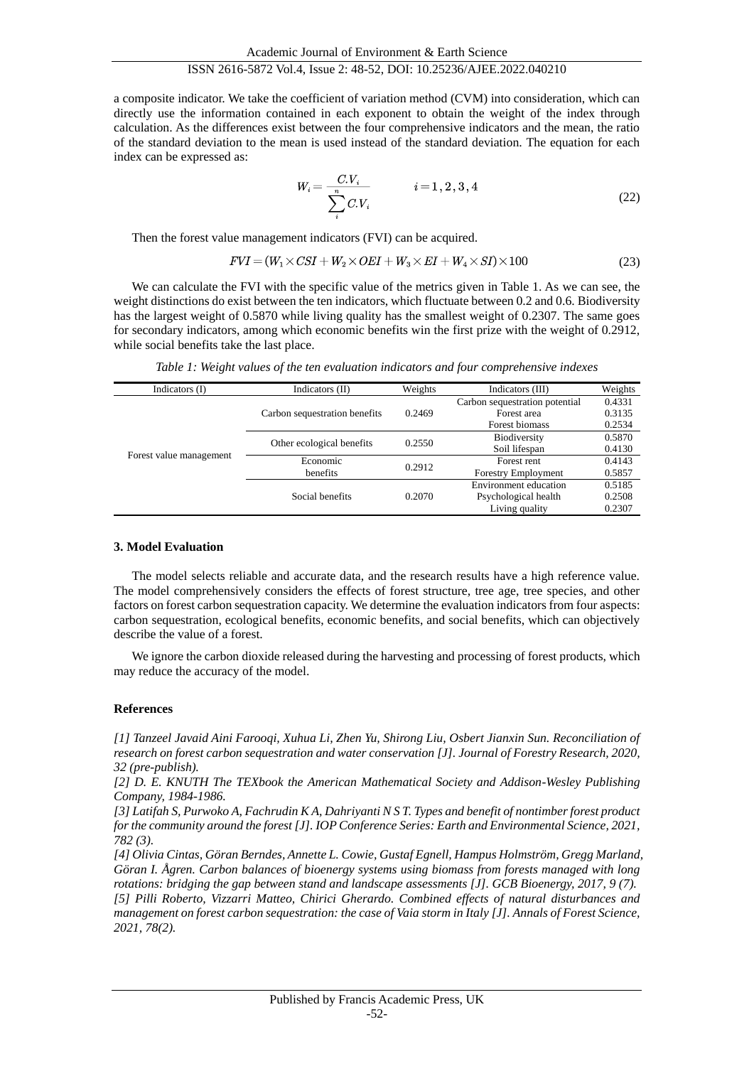a composite indicator. We take the coefficient of variation method (CVM) into consideration, which can directly use the information contained in each exponent to obtain the weight of the index through calculation. As the differences exist between the four comprehensive indicators and the mean, the ratio of the standard deviation to the mean is used instead of the standard deviation. The equation for each index can be expressed as:

$$W_i = \frac{C.V_i}{\sum_i^n C.V_i} \qquad i = 1, 2, 3, 4 \tag{22}$$

Then the forest value management indicators (FVI) can be acquired.

$$FVI = (W_1 \times CSI + W_2 \times OEI + W_3 \times EI + W_4 \times SI) \times 100 \tag{23}$$

We can calculate the FVI with the specific value of the metrics given in Table 1. As we can see, the weight distinctions do exist between the ten indicators, which fluctuate between 0.2 and 0.6. Biodiversity has the largest weight of 0.5870 while living quality has the smallest weight of 0.2307. The same goes for secondary indicators, among which economic benefits win the first prize with the weight of 0.2912, while social benefits take the last place.

*Table 1: Weight values of the ten evaluation indicators and four comprehensive indexes*

| Indicators (I) | Indicators (II) | Weights | Indicators (III) | Weights |
|---|---|---|---|---|
| Forest value management | Carbon sequestration benefits | 0.2469 | Carbon sequestration potential | 0.4331 |
| | | | Forest area | 0.3135 |
| | | | Forest biomass | 0.2534 |
| | Other ecological benefits | 0.2550 | Biodiversity | 0.5870 |
| | | | Soil lifespan | 0.4130 |
| | Economic benefits | 0.2912 | Forest rent | 0.4143 |
| | | | Forestry Employment | 0.5857 |
| | Social benefits | 0.2070 | Environment education | 0.5185 |
| | | | Psychological health | 0.2508 |
| | | | Living quality | 0.2307 |

## 3. Model Evaluation

The model selects reliable and accurate data, and the research results have a high reference value. The model comprehensively considers the effects of forest structure, tree age, tree species, and other factors on forest carbon sequestration capacity. We determine the evaluation indicators from four aspects: carbon sequestration, ecological benefits, economic benefits, and social benefits, which can objectively describe the value of a forest.

We ignore the carbon dioxide released during the harvesting and processing of forest products, which may reduce the accuracy of the model.

## References

*[1] Tanzeel Javaid Aini Farooqi, Xuhua Li, Zhen Yu, Shirong Liu, Osbert Jianxin Sun. Reconciliation of research on forest carbon sequestration and water conservation [J]. Journal of Forestry Research, 2020, 32 (pre-publish).*

*[2] D. E. KNUTH The TEXbook the American Mathematical Society and Addison-Wesley Publishing Company, 1984-1986.*

*[3] Latifah S, Purwoko A, Fachrudin K A, Dahriyanti N S T. Types and benefit of nontimber forest product for the community around the forest [J]. IOP Conference Series: Earth and Environmental Science, 2021, 782 (3).*

*[4] Olivia Cintas, Göran Berndes, Annette L. Cowie, Gustaf Egnell, Hampus Holmström, Gregg Marland, Göran I. Ågren. Carbon balances of bioenergy systems using biomass from forests managed with long rotations: bridging the gap between stand and landscape assessments [J]. GCB Bioenergy, 2017, 9 (7).*

*[5] Pilli Roberto, Vizzarri Matteo, Chirici Gherardo. Combined effects of natural disturbances and management on forest carbon sequestration: the case of Vaia storm in Italy [J]. Annals of Forest Science, 2021, 78(2).*